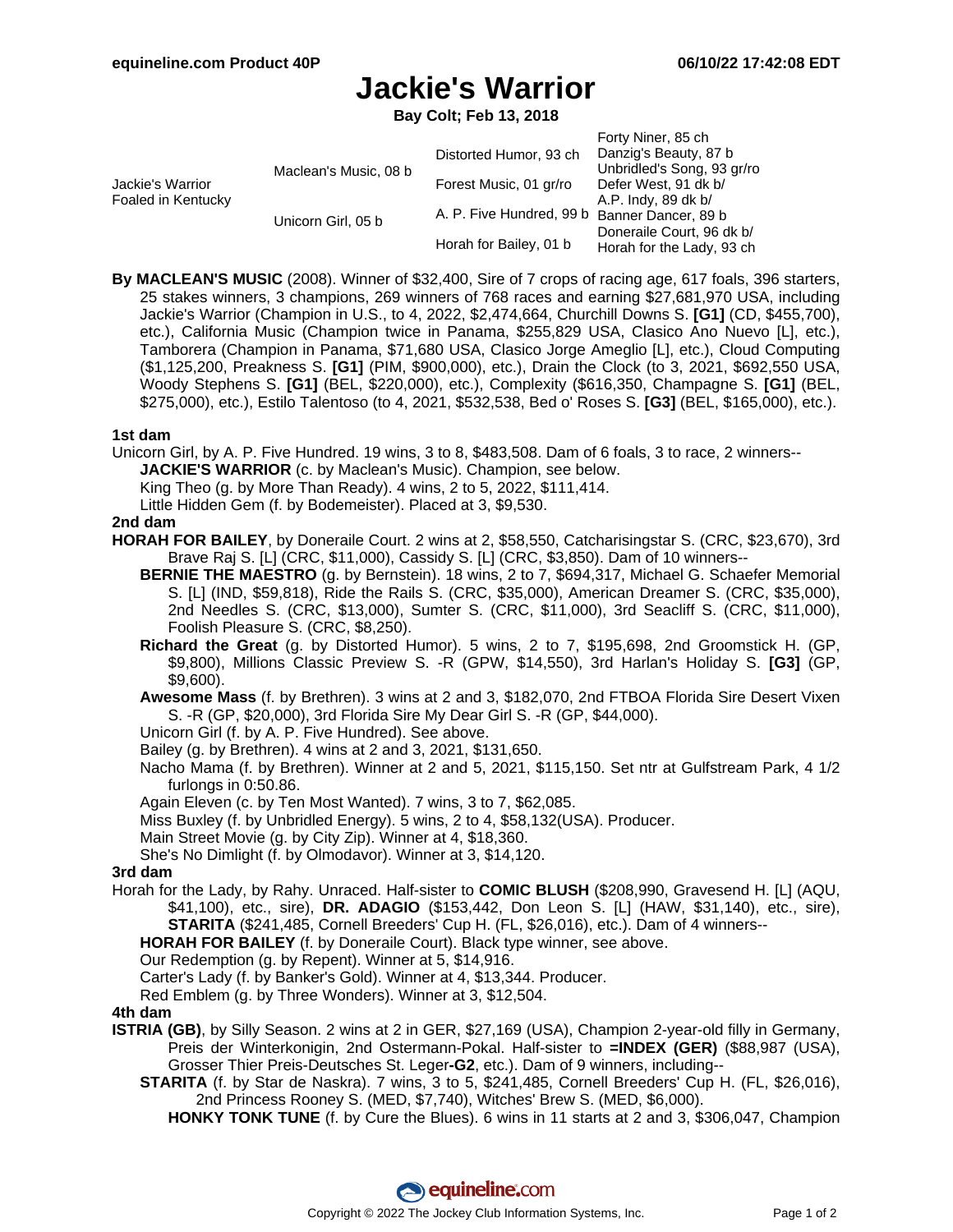# Jackie's Warrior

**Bay Colt; Feb 13, 2018**

| | | | |
|---|---|---|---|
| Jackie's Warrior Foaled in Kentucky | Maclean's Music, 08 b | Distorted Humor, 93 ch | Forty Niner, 85 ch |
| | | | Danzig's Beauty, 87 b |
| | | Forest Music, 01 gr/ro | Unbridled's Song, 93 gr/ro |
| | | | Defer West, 91 dk b/ |
| | Unicorn Girl, 05 b | A. P. Five Hundred, 99 b | A.P. Indy, 89 dk b/ |
| | | | Banner Dancer, 89 b |
| | | Horah for Bailey, 01 b | Doneraile Court, 96 dk b/ |
| | | | Horah for the Lady, 93 ch |

**By MACLEAN'S MUSIC** (2008). Winner of $32,400, Sire of 7 crops of racing age, 617 foals, 396 starters, 25 stakes winners, 3 champions, 269 winners of 768 races and earning $27,681,970 USA, including Jackie's Warrior (Champion in U.S., to 4, 2022, $2,474,664, Churchill Downs S. **[G1]** (CD, $455,700), etc.), California Music (Champion twice in Panama, $255,829 USA, Clasico Ano Nuevo [L], etc.), Tamborera (Champion in Panama, $71,680 USA, Clasico Jorge Ameglio [L], etc.), Cloud Computing ($1,125,200, Preakness S. **[G1]** (PIM, $900,000), etc.), Drain the Clock (to 3, 2021, $692,550 USA, Woody Stephens S. **[G1]** (BEL, $220,000), etc.), Complexity ($616,350, Champagne S. **[G1]** (BEL, $275,000), etc.), Estilo Talentoso (to 4, 2021, $532,538, Bed o' Roses S. **[G3]** (BEL, $165,000), etc.).

### 1st dam

Unicorn Girl, by A. P. Five Hundred. 19 wins, 3 to 8, $483,508. Dam of 6 foals, 3 to race, 2 winners--

- **JACKIE'S WARRIOR** (c. by Maclean's Music). Champion, see below.
- King Theo (g. by More Than Ready). 4 wins, 2 to 5, 2022, $111,414.
- Little Hidden Gem (f. by Bodemeister). Placed at 3, $9,530.

### 2nd dam

**HORAH FOR BAILEY**, by Doneraile Court. 2 wins at 2, $58,550, Catcharisingstar S. (CRC, $23,670), 3rd Brave Raj S. [L] (CRC, $11,000), Cassidy S. [L] (CRC, $3,850). Dam of 10 winners--

- **BERNIE THE MAESTRO** (g. by Bernstein). 18 wins, 2 to 7, $694,317, Michael G. Schaefer Memorial S. [L] (IND, $59,818), Ride the Rails S. (CRC, $35,000), American Dreamer S. (CRC, $35,000), 2nd Needles S. (CRC, $13,000), Sumter S. (CRC, $11,000), 3rd Seacliff S. (CRC, $11,000), Foolish Pleasure S. (CRC, $8,250).
- **Richard the Great** (g. by Distorted Humor). 5 wins, 2 to 7, $195,698, 2nd Groomstick H. (GP, $9,800), Millions Classic Preview S. -R (GPW, $14,550), 3rd Harlan's Holiday S. **[G3]** (GP, $9,600).
- **Awesome Mass** (f. by Brethren). 3 wins at 2 and 3, $182,070, 2nd FTBOA Florida Sire Desert Vixen S. -R (GP, $20,000), 3rd Florida Sire My Dear Girl S. -R (GP, $44,000).
- Unicorn Girl (f. by A. P. Five Hundred). See above.
- Bailey (g. by Brethren). 4 wins at 2 and 3, 2021, $131,650.
- Nacho Mama (f. by Brethren). Winner at 2 and 5, 2021, $115,150. Set ntr at Gulfstream Park, 4 1/2 furlongs in 0:50.86.
- Again Eleven (c. by Ten Most Wanted). 7 wins, 3 to 7, $62,085.
- Miss Buxley (f. by Unbridled Energy). 5 wins, 2 to 4, $58,132(USA). Producer.
- Main Street Movie (g. by City Zip). Winner at 4, $18,360.
- She's No Dimlight (f. by Olmodavor). Winner at 3, $14,120.

### 3rd dam

Horah for the Lady, by Rahy. Unraced. Half-sister to **COMIC BLUSH** ($208,990, Gravesend H. [L] (AQU, $41,100), etc., sire), **DR. ADAGIO** ($153,442, Don Leon S. [L] (HAW, $31,140), etc., sire), **STARITA** ($241,485, Cornell Breeders' Cup H. (FL, $26,016), etc.). Dam of 4 winners--

- **HORAH FOR BAILEY** (f. by Doneraile Court). Black type winner, see above.
- Our Redemption (g. by Repent). Winner at 5, $14,916.
- Carter's Lady (f. by Banker's Gold). Winner at 4, $13,344. Producer.
- Red Emblem (g. by Three Wonders). Winner at 3, $12,504.

### 4th dam

**ISTRIA (GB)**, by Silly Season. 2 wins at 2 in GER, $27,169 (USA), Champion 2-year-old filly in Germany, Preis der Winterkonigin, 2nd Ostermann-Pokal. Half-sister to **=INDEX (GER)** ($88,987 (USA), Grosser Thier Preis-Deutsches St. Leger-**G2**, etc.). Dam of 9 winners, including--

- **STARITA** (f. by Star de Naskra). 7 wins, 3 to 5, $241,485, Cornell Breeders' Cup H. (FL, $26,016), 2nd Princess Rooney S. (MED, $7,740), Witches' Brew S. (MED, $6,000).
  - **HONKY TONK TUNE** (f. by Cure the Blues). 6 wins in 11 starts at 2 and 3, $306,047, Champion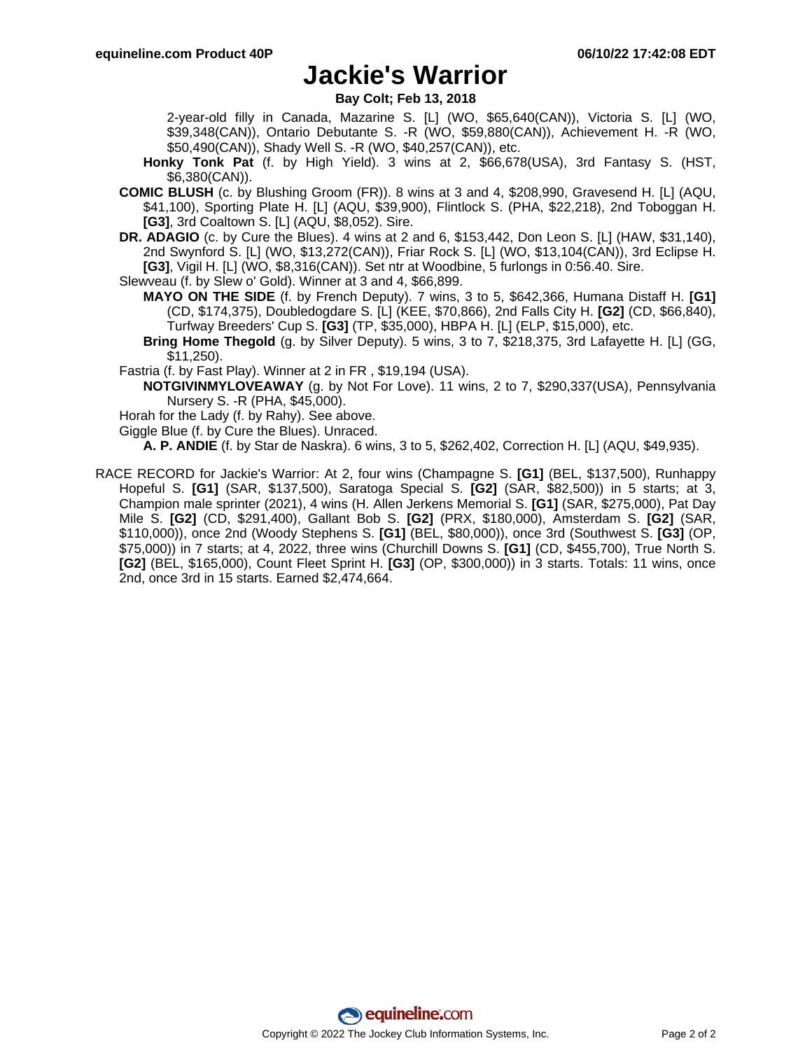# Jackie's Warrior

**Bay Colt; Feb 13, 2018**

2-year-old filly in Canada, Mazarine S. [L] (WO, $65,640(CAN)), Victoria S. [L] (WO, $39,348(CAN)), Ontario Debutante S. -R (WO, $59,880(CAN)), Achievement H. -R (WO, $50,490(CAN)), Shady Well S. -R (WO, $40,257(CAN)), etc.

**Honky Tonk Pat** (f. by High Yield). 3 wins at 2, $66,678(USA), 3rd Fantasy S. (HST, $6,380(CAN)).

**COMIC BLUSH** (c. by Blushing Groom (FR)). 8 wins at 3 and 4, $208,990, Gravesend H. [L] (AQU, $41,100), Sporting Plate H. [L] (AQU, $39,900), Flintlock S. (PHA, $22,218), 2nd Toboggan H. **[G3]**, 3rd Coaltown S. [L] (AQU, $8,052). Sire.

**DR. ADAGIO** (c. by Cure the Blues). 4 wins at 2 and 6, $153,442, Don Leon S. [L] (HAW, $31,140), 2nd Swynford S. [L] (WO, $13,272(CAN)), Friar Rock S. [L] (WO, $13,104(CAN)), 3rd Eclipse H. **[G3]**, Vigil H. [L] (WO, $8,316(CAN)). Set ntr at Woodbine, 5 furlongs in 0:56.40. Sire.

Slewveau (f. by Slew o' Gold). Winner at 3 and 4, $66,899.

**MAYO ON THE SIDE** (f. by French Deputy). 7 wins, 3 to 5, $642,366, Humana Distaff H. **[G1]** (CD, $174,375), Doubledogdare S. [L] (KEE, $70,866), 2nd Falls City H. **[G2]** (CD, $66,840), Turfway Breeders' Cup S. **[G3]** (TP, $35,000), HBPA H. [L] (ELP, $15,000), etc.

**Bring Home Thegold** (g. by Silver Deputy). 5 wins, 3 to 7, $218,375, 3rd Lafayette H. [L] (GG, $11,250).

Fastria (f. by Fast Play). Winner at 2 in FR , $19,194 (USA).

**NOTGIVINMYLOVEAWAY** (g. by Not For Love). 11 wins, 2 to 7, $290,337(USA), Pennsylvania Nursery S. -R (PHA, $45,000).

Horah for the Lady (f. by Rahy). See above.

Giggle Blue (f. by Cure the Blues). Unraced.

**A. P. ANDIE** (f. by Star de Naskra). 6 wins, 3 to 5, $262,402, Correction H. [L] (AQU, $49,935).

RACE RECORD for Jackie's Warrior: At 2, four wins (Champagne S. **[G1]** (BEL, $137,500), Runhappy Hopeful S. **[G1]** (SAR, $137,500), Saratoga Special S. **[G2]** (SAR, $82,500)) in 5 starts; at 3, Champion male sprinter (2021), 4 wins (H. Allen Jerkens Memorial S. **[G1]** (SAR, $275,000), Pat Day Mile S. **[G2]** (CD, $291,400), Gallant Bob S. **[G2]** (PRX, $180,000), Amsterdam S. **[G2]** (SAR, $110,000)), once 2nd (Woody Stephens S. **[G1]** (BEL, $80,000)), once 3rd (Southwest S. **[G3]** (OP, $75,000)) in 7 starts; at 4, 2022, three wins (Churchill Downs S. **[G1]** (CD, $455,700), True North S. **[G2]** (BEL, $165,000), Count Fleet Sprint H. **[G3]** (OP, $300,000)) in 3 starts. Totals: 11 wins, once 2nd, once 3rd in 15 starts. Earned $2,474,664.